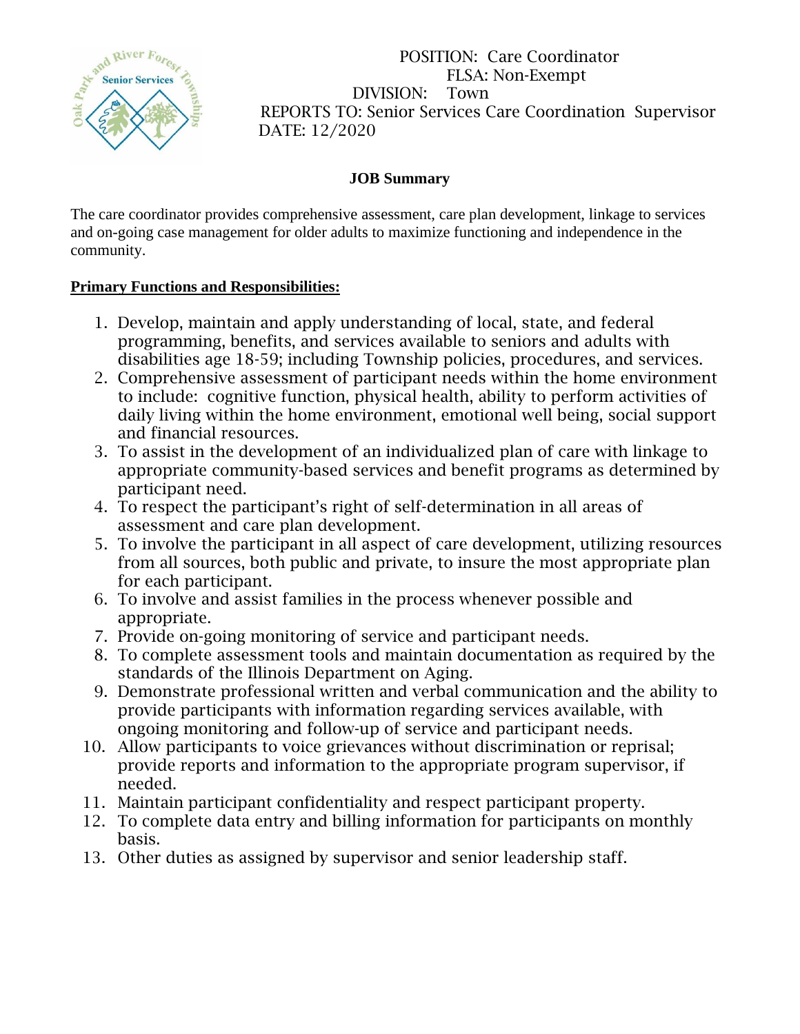POSITION: Care Coordinator
FLSA: Non-Exempt
DIVISION: Town
REPORTS TO: Senior Services Care Coordination Supervisor
DATE: 12/2020

## JOB Summary

The care coordinator provides comprehensive assessment, care plan development, linkage to services and on-going case management for older adults to maximize functioning and independence in the community.

**Primary Functions and Responsibilities:**

1. Develop, maintain and apply understanding of local, state, and federal programming, benefits, and services available to seniors and adults with disabilities age 18-59; including Township policies, procedures, and services.
2. Comprehensive assessment of participant needs within the home environment to include: cognitive function, physical health, ability to perform activities of daily living within the home environment, emotional well being, social support and financial resources.
3. To assist in the development of an individualized plan of care with linkage to appropriate community-based services and benefit programs as determined by participant need.
4. To respect the participant's right of self-determination in all areas of assessment and care plan development.
5. To involve the participant in all aspect of care development, utilizing resources from all sources, both public and private, to insure the most appropriate plan for each participant.
6. To involve and assist families in the process whenever possible and appropriate.
7. Provide on-going monitoring of service and participant needs.
8. To complete assessment tools and maintain documentation as required by the standards of the Illinois Department on Aging.
9. Demonstrate professional written and verbal communication and the ability to provide participants with information regarding services available, with ongoing monitoring and follow-up of service and participant needs.
10. Allow participants to voice grievances without discrimination or reprisal; provide reports and information to the appropriate program supervisor, if needed.
11. Maintain participant confidentiality and respect participant property.
12. To complete data entry and billing information for participants on monthly basis.
13. Other duties as assigned by supervisor and senior leadership staff.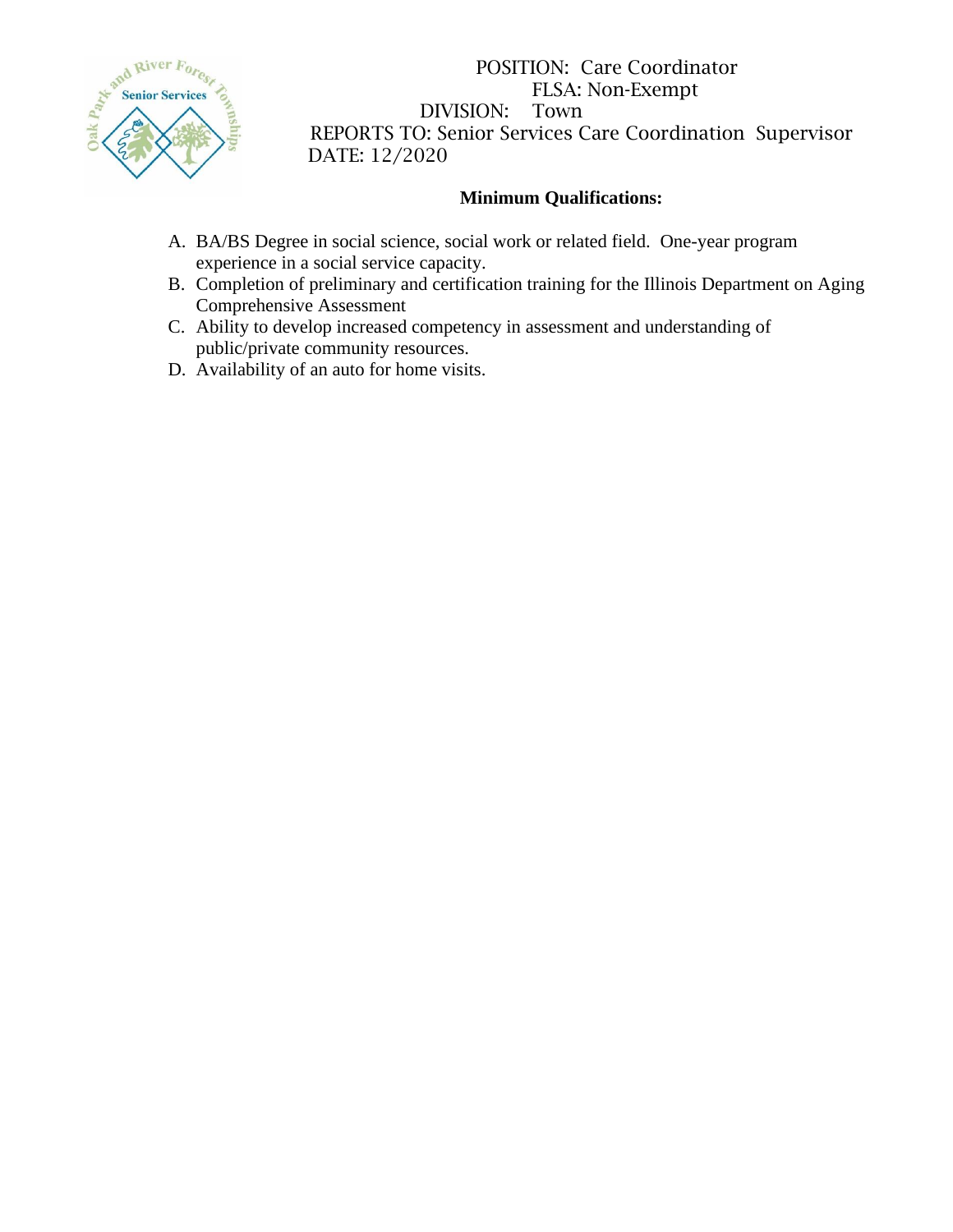POSITION: Care Coordinator
FLSA: Non-Exempt
DIVISION: Town
REPORTS TO: Senior Services Care Coordination Supervisor
DATE: 12/2020

**Minimum Qualifications:**

A. BA/BS Degree in social science, social work or related field. One-year program experience in a social service capacity.
B. Completion of preliminary and certification training for the Illinois Department on Aging Comprehensive Assessment
C. Ability to develop increased competency in assessment and understanding of public/private community resources.
D. Availability of an auto for home visits.